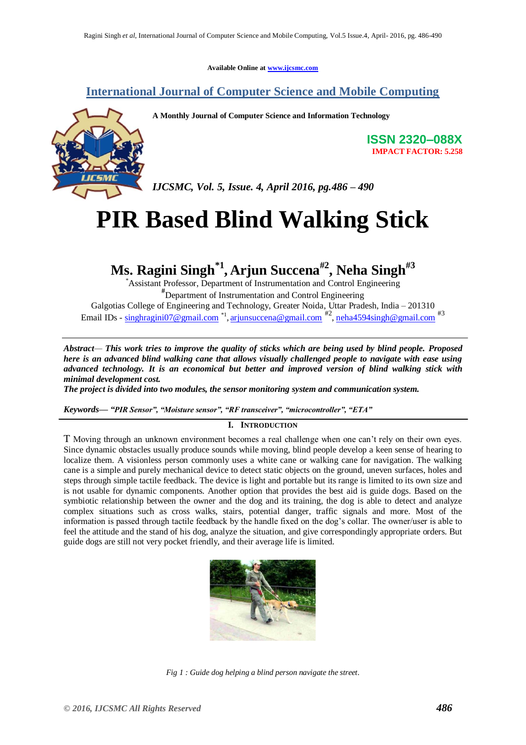Available Online at www.ijcsmc.com

## International Journal of Computer Science and Mobile Computing

**A Monthly Journal of Computer Science and Information Technology**

**ISSN 2320–088X**
**IMPACT FACTOR: 5.258**

***IJCSMC, Vol. 5, Issue. 4, April 2016, pg.486 – 490***

# PIR Based Blind Walking Stick

## Ms. Ragini Singh[*1], Arjun Succena[#2], Neha Singh[#3]

[*]Assistant Professor, Department of Instrumentation and Control Engineering
[#]Department of Instrumentation and Control Engineering
Galgotias College of Engineering and Technology, Greater Noida, Uttar Pradesh, India – 201310
Email IDs - singhragini07@gmail.com [*1], arjunsuccena@gmail.com [#2], neha4594singh@gmail.com [#3]

***Abstract**— This work tries to improve the quality of sticks which are being used by blind people. Proposed here is an advanced blind walking cane that allows visually challenged people to navigate with ease using advanced technology. It is an economical but better and improved version of blind walking stick with minimal development cost.*
***The project is divided into two modules, the sensor monitoring system and communication system.***

***Keywords**— "PIR Sensor", "Moisture sensor", "RF transceiver", "microcontroller", "ETA"*

## I. Introduction

T Moving through an unknown environment becomes a real challenge when one can't rely on their own eyes. Since dynamic obstacles usually produce sounds while moving, blind people develop a keen sense of hearing to localize them. A visionless person commonly uses a white cane or walking cane for navigation. The walking cane is a simple and purely mechanical device to detect static objects on the ground, uneven surfaces, holes and steps through simple tactile feedback. The device is light and portable but its range is limited to its own size and is not usable for dynamic components. Another option that provides the best aid is guide dogs. Based on the symbiotic relationship between the owner and the dog and its training, the dog is able to detect and analyze complex situations such as cross walks, stairs, potential danger, traffic signals and more. Most of the information is passed through tactile feedback by the handle fixed on the dog's collar. The owner/user is able to feel the attitude and the stand of his dog, analyze the situation, and give correspondingly appropriate orders. But guide dogs are still not very pocket friendly, and their average life is limited.

*Fig 1 : Guide dog helping a blind person navigate the street.*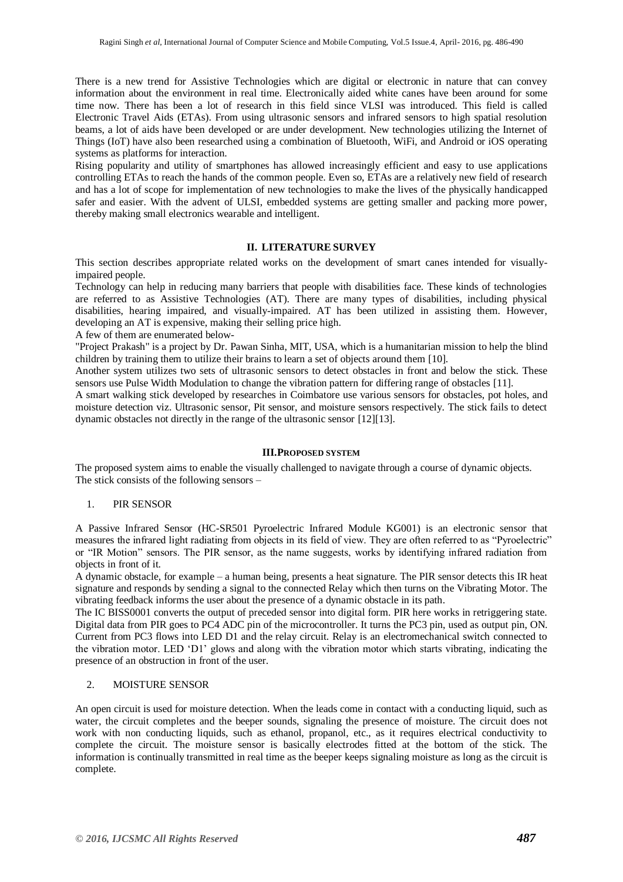There is a new trend for Assistive Technologies which are digital or electronic in nature that can convey information about the environment in real time. Electronically aided white canes have been around for some time now. There has been a lot of research in this field since VLSI was introduced. This field is called Electronic Travel Aids (ETAs). From using ultrasonic sensors and infrared sensors to high spatial resolution beams, a lot of aids have been developed or are under development. New technologies utilizing the Internet of Things (IoT) have also been researched using a combination of Bluetooth, WiFi, and Android or iOS operating systems as platforms for interaction.

Rising popularity and utility of smartphones has allowed increasingly efficient and easy to use applications controlling ETAs to reach the hands of the common people. Even so, ETAs are a relatively new field of research and has a lot of scope for implementation of new technologies to make the lives of the physically handicapped safer and easier. With the advent of ULSI, embedded systems are getting smaller and packing more power, thereby making small electronics wearable and intelligent.

## II. LITERATURE SURVEY

This section describes appropriate related works on the development of smart canes intended for visually-impaired people.

Technology can help in reducing many barriers that people with disabilities face. These kinds of technologies are referred to as Assistive Technologies (AT). There are many types of disabilities, including physical disabilities, hearing impaired, and visually-impaired. AT has been utilized in assisting them. However, developing an AT is expensive, making their selling price high.

A few of them are enumerated below-

"Project Prakash" is a project by Dr. Pawan Sinha, MIT, USA, which is a humanitarian mission to help the blind children by training them to utilize their brains to learn a set of objects around them [10].

Another system utilizes two sets of ultrasonic sensors to detect obstacles in front and below the stick. These sensors use Pulse Width Modulation to change the vibration pattern for differing range of obstacles [11].

A smart walking stick developed by researches in Coimbatore use various sensors for obstacles, pot holes, and moisture detection viz. Ultrasonic sensor, Pit sensor, and moisture sensors respectively. The stick fails to detect dynamic obstacles not directly in the range of the ultrasonic sensor [12][13].

## III. PROPOSED SYSTEM

The proposed system aims to enable the visually challenged to navigate through a course of dynamic objects. The stick consists of the following sensors –

1. PIR SENSOR

A Passive Infrared Sensor (HC-SR501 Pyroelectric Infrared Module KG001) is an electronic sensor that measures the infrared light radiating from objects in its field of view. They are often referred to as "Pyroelectric" or "IR Motion" sensors. The PIR sensor, as the name suggests, works by identifying infrared radiation from objects in front of it.

A dynamic obstacle, for example – a human being, presents a heat signature. The PIR sensor detects this IR heat signature and responds by sending a signal to the connected Relay which then turns on the Vibrating Motor. The vibrating feedback informs the user about the presence of a dynamic obstacle in its path.

The IC BISS0001 converts the output of preceded sensor into digital form. PIR here works in retriggering state. Digital data from PIR goes to PC4 ADC pin of the microcontroller. It turns the PC3 pin, used as output pin, ON. Current from PC3 flows into LED D1 and the relay circuit. Relay is an electromechanical switch connected to the vibration motor. LED 'D1' glows and along with the vibration motor which starts vibrating, indicating the presence of an obstruction in front of the user.

2. MOISTURE SENSOR

An open circuit is used for moisture detection. When the leads come in contact with a conducting liquid, such as water, the circuit completes and the beeper sounds, signaling the presence of moisture. The circuit does not work with non conducting liquids, such as ethanol, propanol, etc., as it requires electrical conductivity to complete the circuit. The moisture sensor is basically electrodes fitted at the bottom of the stick. The information is continually transmitted in real time as the beeper keeps signaling moisture as long as the circuit is complete.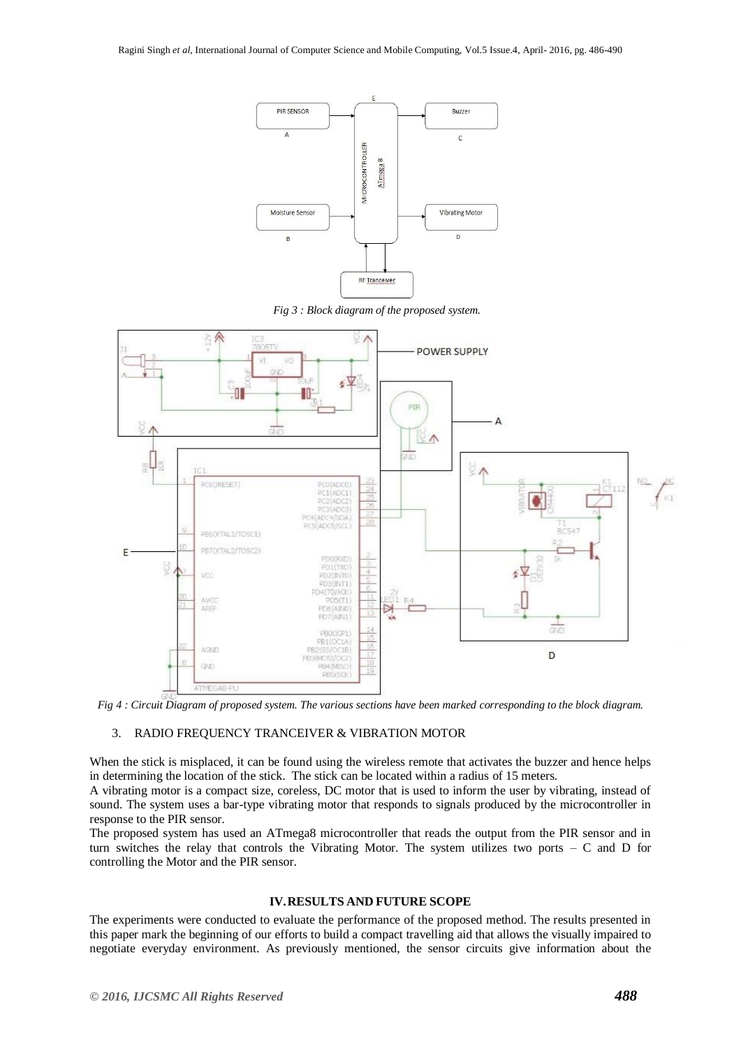*Fig 3 : Block diagram of the proposed system.*

*Fig 4 : Circuit Diagram of proposed system. The various sections have been marked corresponding to the block diagram.*

3. RADIO FREQUENCY TRANCEIVER & VIBRATION MOTOR

When the stick is misplaced, it can be found using the wireless remote that activates the buzzer and hence helps in determining the location of the stick. The stick can be located within a radius of 15 meters.

A vibrating motor is a compact size, coreless, DC motor that is used to inform the user by vibrating, instead of sound. The system uses a bar-type vibrating motor that responds to signals produced by the microcontroller in response to the PIR sensor.

The proposed system has used an ATmega8 microcontroller that reads the output from the PIR sensor and in turn switches the relay that controls the Vibrating Motor. The system utilizes two ports – C and D for controlling the Motor and the PIR sensor.

## IV. RESULTS AND FUTURE SCOPE

The experiments were conducted to evaluate the performance of the proposed method. The results presented in this paper mark the beginning of our efforts to build a compact travelling aid that allows the visually impaired to negotiate everyday environment. As previously mentioned, the sensor circuits give information about the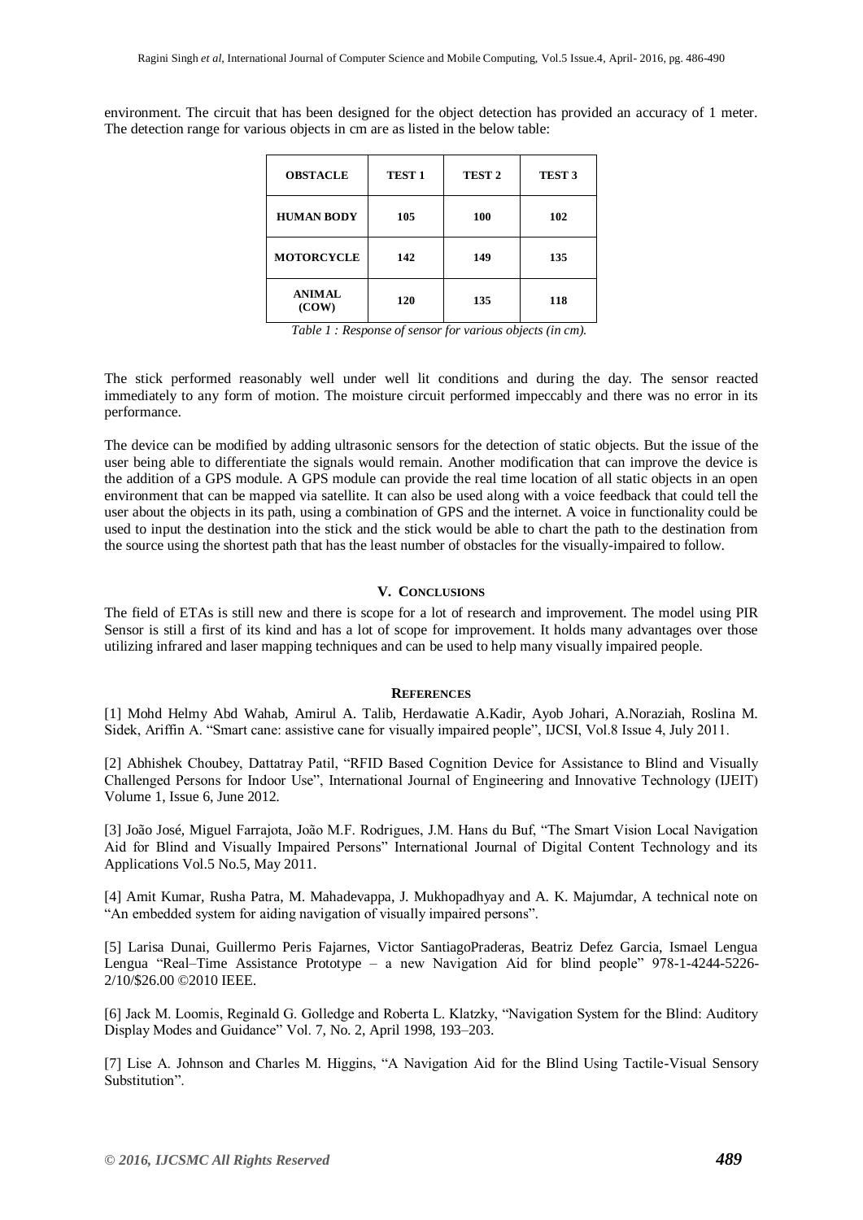environment. The circuit that has been designed for the object detection has provided an accuracy of 1 meter. The detection range for various objects in cm are as listed in the below table:

| OBSTACLE | TEST 1 | TEST 2 | TEST 3 |
|---|---|---|---|
| HUMAN BODY | 105 | 100 | 102 |
| MOTORCYCLE | 142 | 149 | 135 |
| ANIMAL (COW) | 120 | 135 | 118 |

*Table 1 : Response of sensor for various objects (in cm).*

The stick performed reasonably well under well lit conditions and during the day. The sensor reacted immediately to any form of motion. The moisture circuit performed impeccably and there was no error in its performance.

The device can be modified by adding ultrasonic sensors for the detection of static objects. But the issue of the user being able to differentiate the signals would remain. Another modification that can improve the device is the addition of a GPS module. A GPS module can provide the real time location of all static objects in an open environment that can be mapped via satellite. It can also be used along with a voice feedback that could tell the user about the objects in its path, using a combination of GPS and the internet. A voice in functionality could be used to input the destination into the stick and the stick would be able to chart the path to the destination from the source using the shortest path that has the least number of obstacles for the visually-impaired to follow.

## V. Conclusions

The field of ETAs is still new and there is scope for a lot of research and improvement. The model using PIR Sensor is still a first of its kind and has a lot of scope for improvement. It holds many advantages over those utilizing infrared and laser mapping techniques and can be used to help many visually impaired people.

## References

[1] Mohd Helmy Abd Wahab, Amirul A. Talib, Herdawatie A.Kadir, Ayob Johari, A.Noraziah, Roslina M. Sidek, Ariffin A. "Smart cane: assistive cane for visually impaired people", IJCSI, Vol.8 Issue 4, July 2011.

[2] Abhishek Choubey, Dattatray Patil, "RFID Based Cognition Device for Assistance to Blind and Visually Challenged Persons for Indoor Use", International Journal of Engineering and Innovative Technology (IJEIT) Volume 1, Issue 6, June 2012.

[3] João José, Miguel Farrajota, João M.F. Rodrigues, J.M. Hans du Buf, "The Smart Vision Local Navigation Aid for Blind and Visually Impaired Persons" International Journal of Digital Content Technology and its Applications Vol.5 No.5, May 2011.

[4] Amit Kumar, Rusha Patra, M. Mahadevappa, J. Mukhopadhyay and A. K. Majumdar, A technical note on "An embedded system for aiding navigation of visually impaired persons".

[5] Larisa Dunai, Guillermo Peris Fajarnes, Victor SantiagoPraderas, Beatriz Defez Garcia, Ismael Lengua Lengua "Real–Time Assistance Prototype – a new Navigation Aid for blind people" 978-1-4244-5226-2/10/$26.00 ©2010 IEEE.

[6] Jack M. Loomis, Reginald G. Golledge and Roberta L. Klatzky, "Navigation System for the Blind: Auditory Display Modes and Guidance" Vol. 7, No. 2, April 1998, 193–203.

[7] Lise A. Johnson and Charles M. Higgins, "A Navigation Aid for the Blind Using Tactile-Visual Sensory Substitution".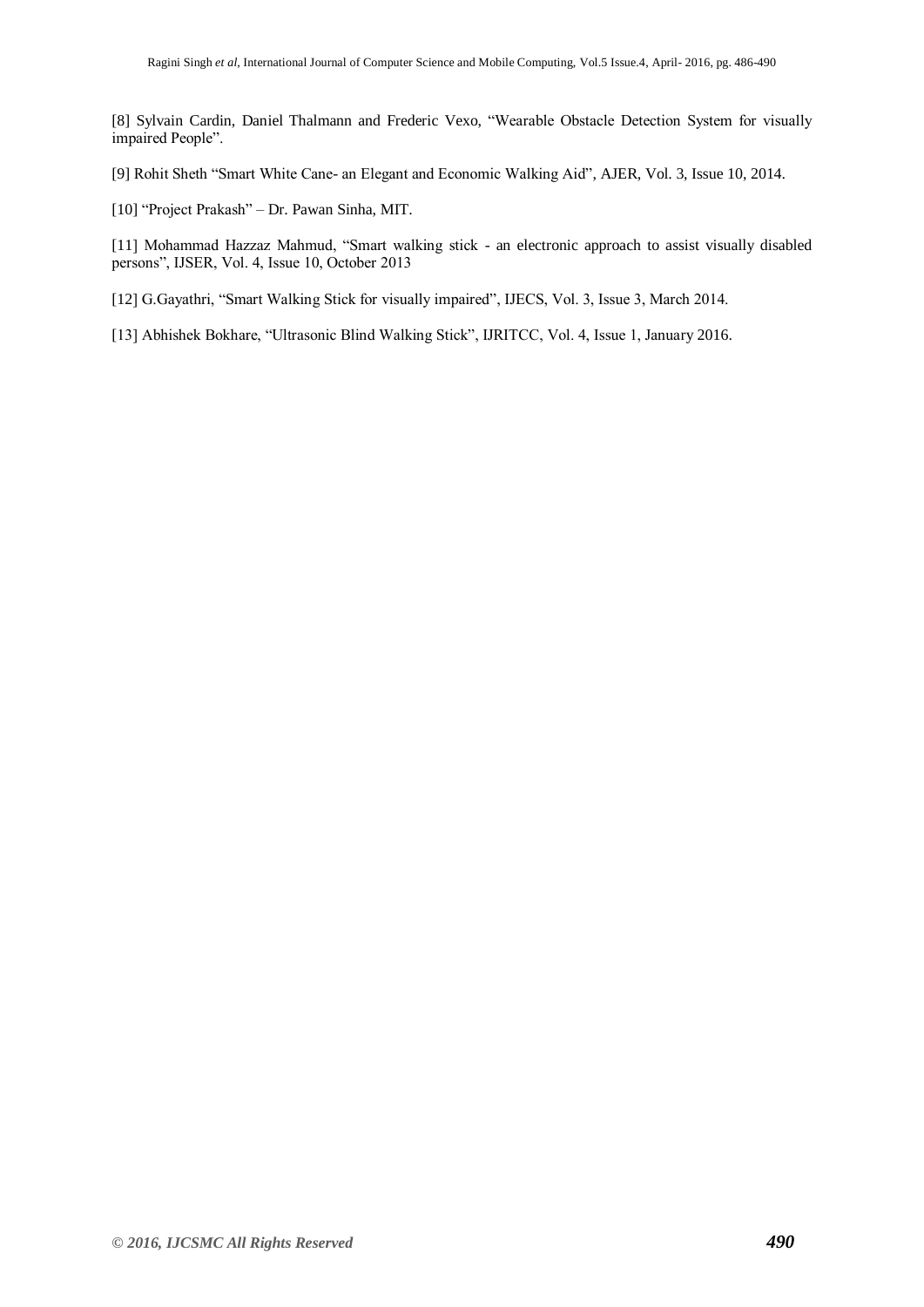[8] Sylvain Cardin, Daniel Thalmann and Frederic Vexo, "Wearable Obstacle Detection System for visually impaired People".

[9] Rohit Sheth "Smart White Cane- an Elegant and Economic Walking Aid", AJER, Vol. 3, Issue 10, 2014.

[10] "Project Prakash" – Dr. Pawan Sinha, MIT.

[11] Mohammad Hazzaz Mahmud, "Smart walking stick - an electronic approach to assist visually disabled persons", IJSER, Vol. 4, Issue 10, October 2013

[12] G.Gayathri, "Smart Walking Stick for visually impaired", IJECS, Vol. 3, Issue 3, March 2014.

[13] Abhishek Bokhare, "Ultrasonic Blind Walking Stick", IJRITCC, Vol. 4, Issue 1, January 2016.